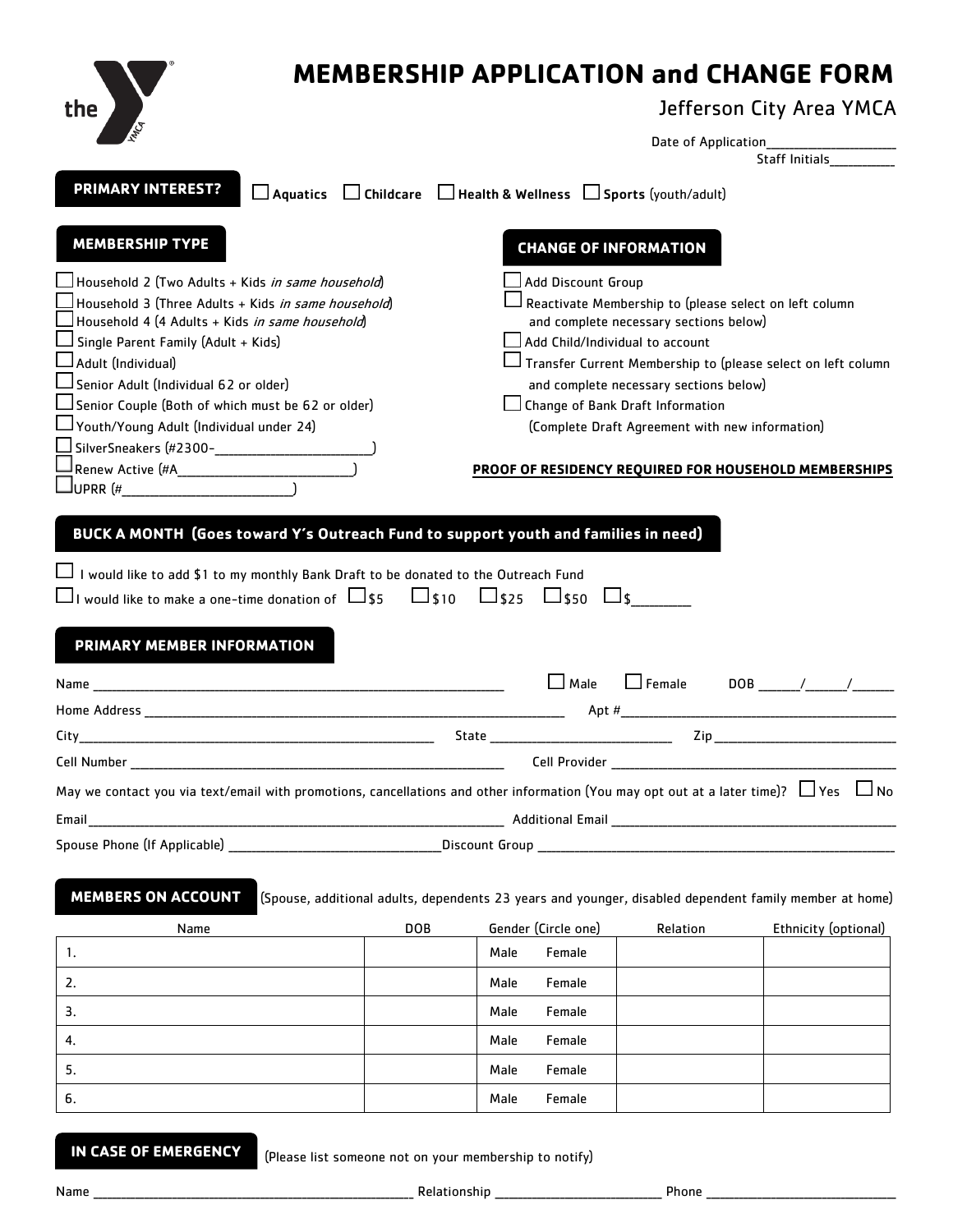# MEMBERSHIP APPLICATION and CHANGE FORM

Jefferson City Area YMCA

Date of Application___________________

Staff Initials__________

**PRIMARY INTEREST?** ☐ **Aquatics** ☐ **Childcare** ☐ **Health & Wellness** ☐ **Sports** (youth/adult)

## MEMBERSHIP TYPE

- ☐ Household 2 (Two Adults + Kids *in same household*)
- ☐ Household 3 (Three Adults + Kids *in same household*)
- ☐ Household 4 (4 Adults + Kids *in same household*)
- ☐ Single Parent Family (Adult + Kids)
- ☐ Adult (Individual)
- ☐ Senior Adult (Individual 62 or older)
- ☐ Senior Couple (Both of which must be 62 or older)
- ☐ Youth/Young Adult (Individual under 24)
- ☐ SilverSneakers (#2300-_______________________)
- ☐ Renew Active (#A_________________________)
- ☐ UPRR (#_________________________)

## CHANGE OF INFORMATION

- ☐ Add Discount Group
- ☐ Reactivate Membership to (please select on left column and complete necessary sections below)
- ☐ Add Child/Individual to account
- ☐ Transfer Current Membership to (please select on left column and complete necessary sections below)
- ☐ Change of Bank Draft Information (Complete Draft Agreement with new information)

**PROOF OF RESIDENCY REQUIRED FOR HOUSEHOLD MEMBERSHIPS**

## BUCK A MONTH (Goes toward Y's Outreach Fund to support youth and families in need)

☐ I would like to add $1 to my monthly Bank Draft to be donated to the Outreach Fund

☐ I would like to make a one-time donation of ☐ $5 ☐ $10 ☐ $25 ☐ $50 ☐ $_________

## PRIMARY MEMBER INFORMATION

Name ________________________________________________ ☐ Male ☐ Female DOB ______/______/______

Home Address ________________________________________________ Apt #________________________

City___________________________________ State _____________________ Zip ______________________

Cell Number ________________________________________ Cell Provider ______________________________

May we contact you via text/email with promotions, cancellations and other information (You may opt out at a later time)? ☐ Yes ☐ No

Email________________________________________________ Additional Email ______________________________

Spouse Phone (If Applicable) ______________________________Discount Group ______________________________

## MEMBERS ON ACCOUNT

(Spouse, additional adults, dependents 23 years and younger, disabled dependent family member at home)

| Name | DOB | Gender (Circle one) | Relation | Ethnicity (optional) |
|---|---|---|---|---|
| 1. | | Male Female | | |
| 2. | | Male Female | | |
| 3. | | Male Female | | |
| 4. | | Male Female | | |
| 5. | | Male Female | | |
| 6. | | Male Female | | |

## IN CASE OF EMERGENCY

(Please list someone not on your membership to notify)

Name ______________________________________ Relationship ______________________ Phone ___________________________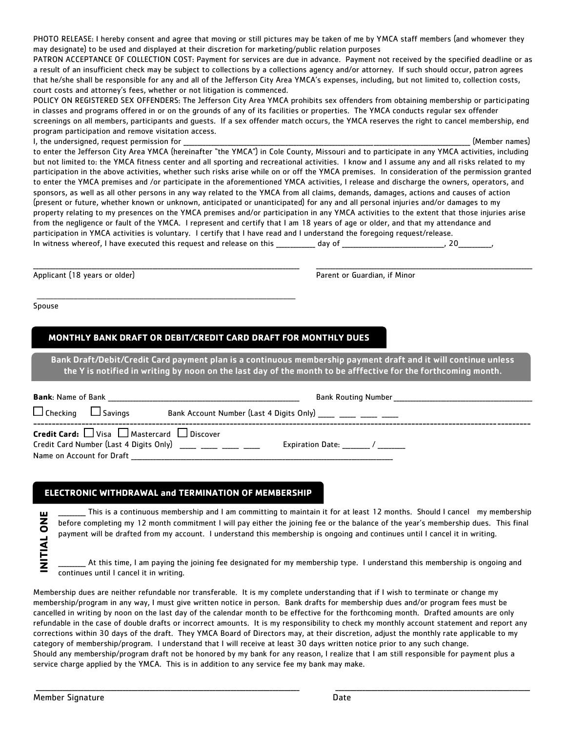PHOTO RELEASE: I hereby consent and agree that moving or still pictures may be taken of me by YMCA staff members (and whomever they may designate) to be used and displayed at their discretion for marketing/public relation purposes

PATRON ACCEPTANCE OF COLLECTION COST: Payment for services are due in advance. Payment not received by the specified deadline or as a result of an insufficient check may be subject to collections by a collections agency and/or attorney. If such should occur, patron agrees that he/she shall be responsible for any and all of the Jefferson City Area YMCA's expenses, including, but not limited to, collection costs, court costs and attorney's fees, whether or not litigation is commenced.

POLICY ON REGISTERED SEX OFFENDERS: The Jefferson City Area YMCA prohibits sex offenders from obtaining membership or participating in classes and programs offered in or on the grounds of any of its facilities or properties. The YMCA conducts regular sex offender screenings on all members, participants and guests. If a sex offender match occurs, the YMCA reserves the right to cancel membership, end program participation and remove visitation access.

I, the undersigned, request permission for ______________________________________________________________ (Member names) to enter the Jefferson City Area YMCA (hereinafter "the YMCA") in Cole County, Missouri and to participate in any YMCA activities, including but not limited to: the YMCA fitness center and all sporting and recreational activities. I know and I assume any and all risks related to my participation in the above activities, whether such risks arise while on or off the YMCA premises. In consideration of the permission granted to enter the YMCA premises and /or participate in the aforementioned YMCA activities, I release and discharge the owners, operators, and sponsors, as well as all other persons in any way related to the YMCA from all claims, demands, damages, actions and causes of action (present or future, whether known or unknown, anticipated or unanticipated) for any and all personal injuries and/or damages to my property relating to my presences on the YMCA premises and/or participation in any YMCA activities to the extent that those injuries arise from the negligence or fault of the YMCA. I represent and certify that I am 18 years of age or older, and that my attendance and participation in YMCA activities is voluntary. I certify that I have read and I understand the foregoing request/release.

In witness whereof, I have executed this request and release on this __________ day of _________________________, 20________,

_______________________________________ Applicant (18 years or older)

_______________________________________ Parent or Guardian, if Minor

_______________________________________ Spouse

## MONTHLY BANK DRAFT OR DEBIT/CREDIT CARD DRAFT FOR MONTHLY DUES

**Bank Draft/Debit/Credit Card payment plan is a continuous membership payment draft and it will continue unless the Y is notified in writing by noon on the last day of the month to be afffective for the forthcoming month.**

**Bank**: Name of Bank ______________________________ Bank Routing Number ______________________________

☐ Checking ☐ Savings Bank Account Number (Last 4 Digits Only) ____ ____ ____ ____

---

**Credit Card:** ☐ Visa ☐ Mastercard ☐ Discover

Credit Card Number (Last 4 Digits Only) ____ ____ ____ ____ Expiration Date: _______ / _______

Name on Account for Draft ______________________________________________

## ELECTRONIC WITHDRAWAL and TERMINATION OF MEMBERSHIP

**INITIAL ONE**

_______ This is a continuous membership and I am committing to maintain it for at least 12 months. Should I cancel my membership before completing my 12 month commitment I will pay either the joining fee or the balance of the year's membership dues. This final payment will be drafted from my account. I understand this membership is ongoing and continues until I cancel it in writing.

_______ At this time, I am paying the joining fee designated for my membership type. I understand this membership is ongoing and continues until I cancel it in writing.

Membership dues are neither refundable nor transferable. It is my complete understanding that if I wish to terminate or change my membership/program in any way, I must give written notice in person. Bank drafts for membership dues and/or program fees must be cancelled in writing by noon on the last day of the calendar month to be effective for the forthcoming month. Drafted amounts are only refundable in the case of double drafts or incorrect amounts. It is my responsibility to check my monthly account statement and report any corrections within 30 days of the draft. They YMCA Board of Directors may, at their discretion, adjust the monthly rate applicable to my category of membership/program. I understand that I will receive at least 30 days written notice prior to any such change.

Should any membership/program draft not be honored by my bank for any reason, I realize that I am still responsible for payment plus a service charge applied by the YMCA. This is in addition to any service fee my bank may make.

_______________________________________ Member Signature

_______________________________________ Date